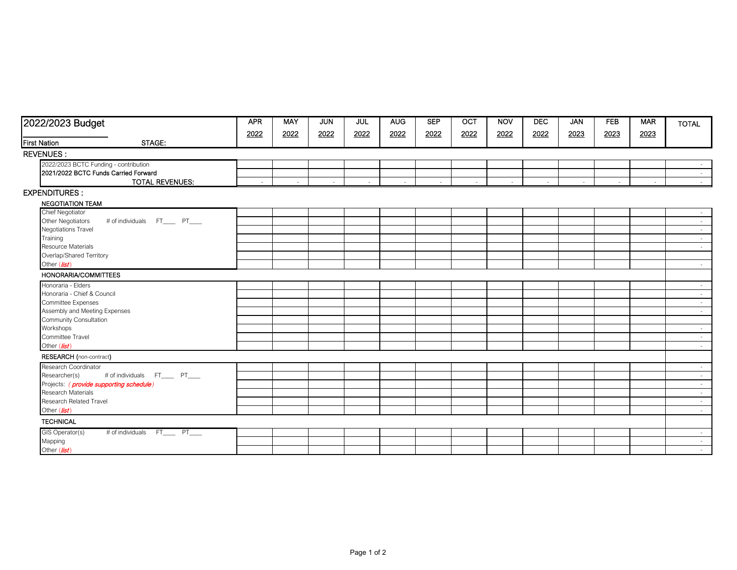| 2022/2023 Budget<br>First Nation STAGE: | APR 2022 | MAY 2022 | JUN 2022 | JUL 2022 | AUG 2022 | SEP 2022 | OCT 2022 | NOV 2022 | DEC 2022 | JAN 2023 | FEB 2023 | MAR 2023 | TOTAL |
|---|---|---|---|---|---|---|---|---|---|---|---|---|---|
| **REVENUES :** | | | | | | | | | | | | | |
| 2022/2023 BCTC Funding - contribution | | | | | | | | | | | | | - |
| 2021/2022 BCTC Funds Carried Forward | | | | | | | | | | | | | - |
| TOTAL REVENUES: | - | - | - | - | - | - | - | - | - | - | - | - | - |
| **EXPENDITURES :** | | | | | | | | | | | | | |
| **NEGOTIATION TEAM** | | | | | | | | | | | | | |
| Chief Negotiator | | | | | | | | | | | | | - |
| Other Negotiators # of individuals FT____ PT____ | | | | | | | | | | | | | - |
| Negotiations Travel | | | | | | | | | | | | | - |
| Training | | | | | | | | | | | | | - |
| Resource Materials | | | | | | | | | | | | | - |
| Overlap/Shared Territory | | | | | | | | | | | | | |
| Other (*list*) | | | | | | | | | | | | | - |
| **HONORARIA/COMMITTEES** | | | | | | | | | | | | | |
| Honoraria - Elders | | | | | | | | | | | | | - |
| Honoraria - Chief & Council | | | | | | | | | | | | | - |
| Committee Expenses | | | | | | | | | | | | | - |
| Assembly and Meeting Expenses | | | | | | | | | | | | | - |
| Community Consultation | | | | | | | | | | | | | |
| Workshops | | | | | | | | | | | | | - |
| Committee Travel | | | | | | | | | | | | | - |
| Other (*list*) | | | | | | | | | | | | | - |
| **RESEARCH (non-contract)** | | | | | | | | | | | | | |
| Research Coordinator | | | | | | | | | | | | | - |
| Researcher(s) # of individuals FT____ PT____ | | | | | | | | | | | | | - |
| Projects: ( *provide supporting schedule* ) | | | | | | | | | | | | | - |
| Research Materials | | | | | | | | | | | | | - |
| Research Related Travel | | | | | | | | | | | | | - |
| Other (*list*) | | | | | | | | | | | | | - |
| **TECHNICAL** | | | | | | | | | | | | | |
| GIS Operator(s) # of individuals FT____ PT____ | | | | | | | | | | | | | - |
| Mapping | | | | | | | | | | | | | - |
| Other (*list*) | | | | | | | | | | | | | - |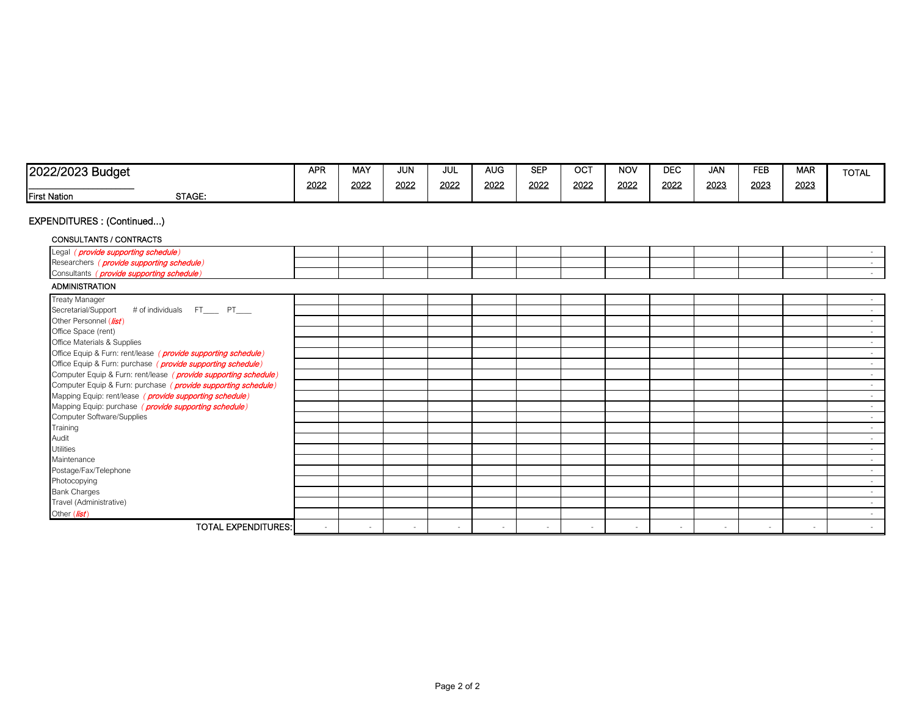| 2022/2023 Budget<br>First Nation STAGE: | APR 2022 | MAY 2022 | JUN 2022 | JUL 2022 | AUG 2022 | SEP 2022 | OCT 2022 | NOV 2022 | DEC 2022 | JAN 2023 | FEB 2023 | MAR 2023 | TOTAL |
|---|---|---|---|---|---|---|---|---|---|---|---|---|---|

EXPENDITURES : (Continued...)

| CONSULTANTS / CONTRACTS | APR 2022 | MAY 2022 | JUN 2022 | JUL 2022 | AUG 2022 | SEP 2022 | OCT 2022 | NOV 2022 | DEC 2022 | JAN 2023 | FEB 2023 | MAR 2023 | TOTAL |
|---|---|---|---|---|---|---|---|---|---|---|---|---|---|
| Legal *( provide supporting schedule )* | | | | | | | | | | | | | - |
| Researchers *( provide supporting schedule )* | | | | | | | | | | | | | - |
| Consultants *( provide supporting schedule )* | | | | | | | | | | | | | - |
| **ADMINISTRATION** | | | | | | | | | | | | | |
| Treaty Manager | | | | | | | | | | | | | - |
| Secretarial/Support # of individuals FT___ PT___ | | | | | | | | | | | | | - |
| Other Personnel *(list)* | | | | | | | | | | | | | - |
| Office Space (rent) | | | | | | | | | | | | | - |
| Office Materials & Supplies | | | | | | | | | | | | | - |
| Office Equip & Furn: rent/lease *( provide supporting schedule )* | | | | | | | | | | | | | - |
| Office Equip & Furn: purchase *( provide supporting schedule )* | | | | | | | | | | | | | - |
| Computer Equip & Furn: rent/lease *( provide supporting schedule )* | | | | | | | | | | | | | - |
| Computer Equip & Furn: purchase *( provide supporting schedule )* | | | | | | | | | | | | | - |
| Mapping Equip: rent/lease *( provide supporting schedule )* | | | | | | | | | | | | | - |
| Mapping Equip: purchase *( provide supporting schedule )* | | | | | | | | | | | | | - |
| Computer Software/Supplies | | | | | | | | | | | | | - |
| Training | | | | | | | | | | | | | - |
| Audit | | | | | | | | | | | | | - |
| Utilities | | | | | | | | | | | | | - |
| Maintenance | | | | | | | | | | | | | - |
| Postage/Fax/Telephone | | | | | | | | | | | | | - |
| Photocopying | | | | | | | | | | | | | - |
| Bank Charges | | | | | | | | | | | | | - |
| Travel (Administrative) | | | | | | | | | | | | | - |
| Other *(list)* | | | | | | | | | | | | | - |
| **TOTAL EXPENDITURES:** | - | - | - | - | - | - | - | - | - | - | - | - | - |